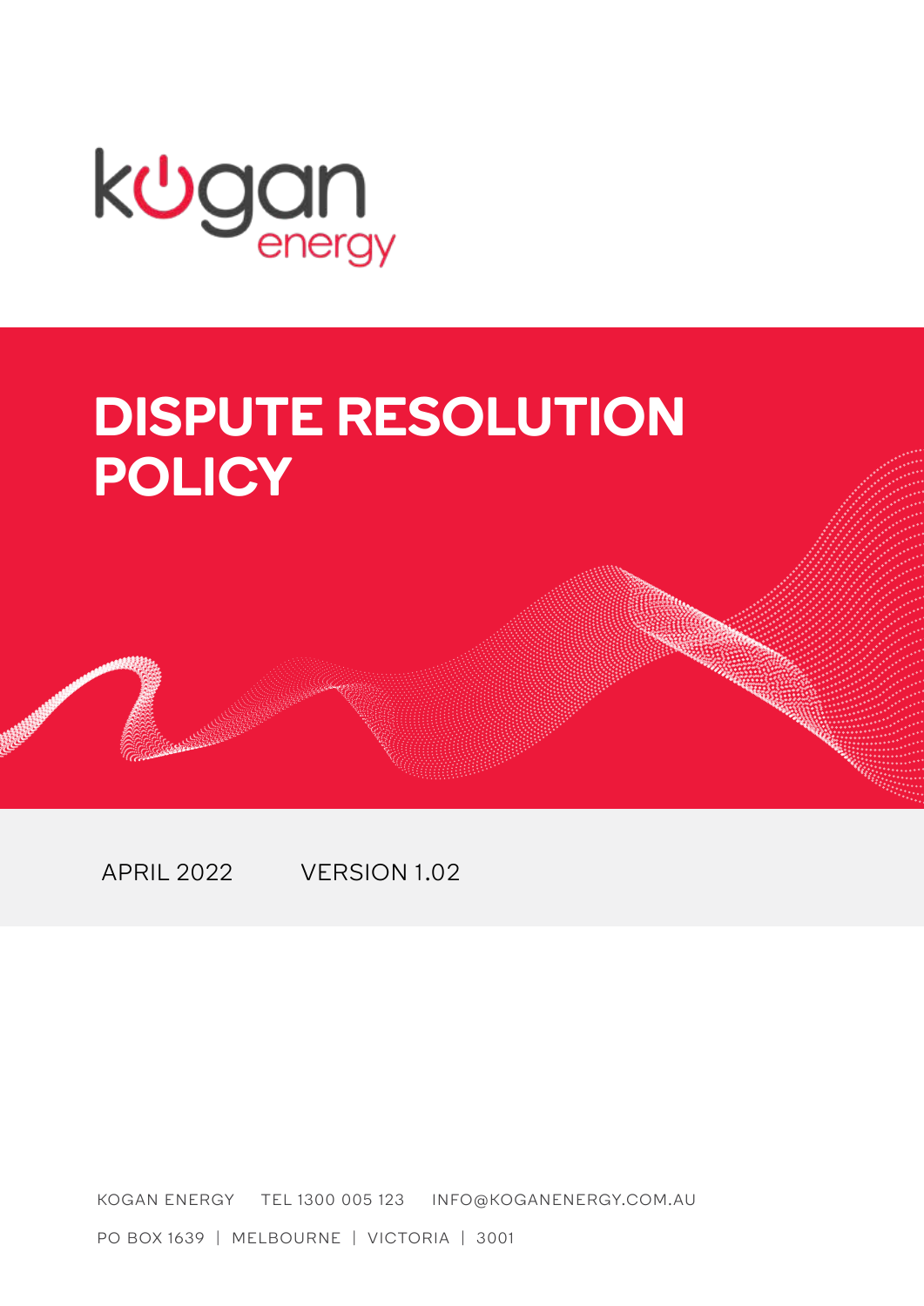kogan energy

# DISPUTE RESOLUTION POLICY

APRIL 2022 VERSION 1.02

KOGAN ENERGY TEL 1300 005 123 INFO@KOGANENERGY.COM.AU

PO BOX 1639 | MELBOURNE | VICTORIA | 3001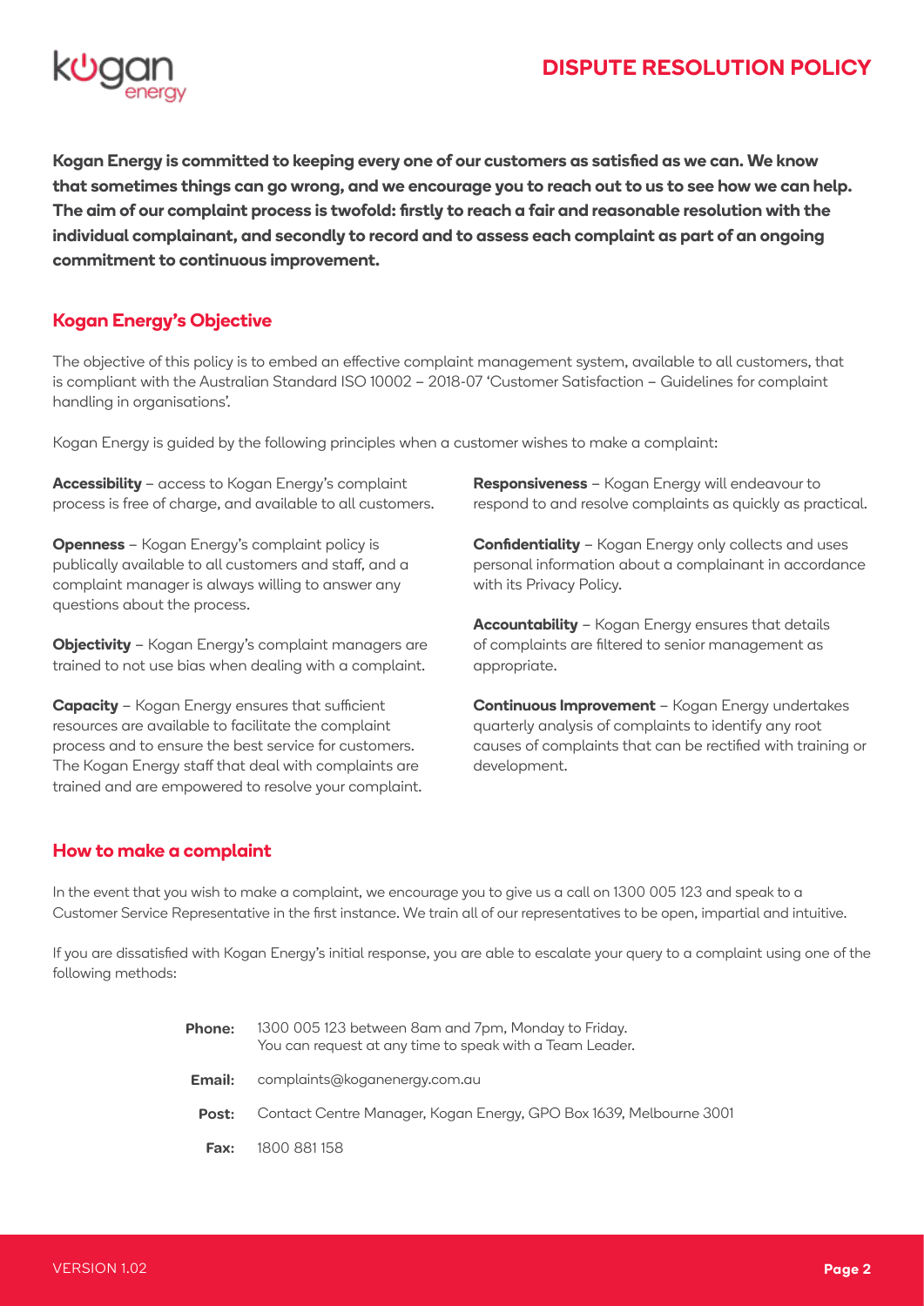# DISPUTE RESOLUTION POLICY

**Kogan Energy is committed to keeping every one of our customers as satisfied as we can. We know that sometimes things can go wrong, and we encourage you to reach out to us to see how we can help. The aim of our complaint process is twofold: firstly to reach a fair and reasonable resolution with the individual complainant, and secondly to record and to assess each complaint as part of an ongoing commitment to continuous improvement.**

## Kogan Energy's Objective

The objective of this policy is to embed an effective complaint management system, available to all customers, that is compliant with the Australian Standard ISO 10002 – 2018-07 'Customer Satisfaction – Guidelines for complaint handling in organisations'.

Kogan Energy is guided by the following principles when a customer wishes to make a complaint:

**Accessibility** – access to Kogan Energy's complaint process is free of charge, and available to all customers.

**Openness** – Kogan Energy's complaint policy is publically available to all customers and staff, and a complaint manager is always willing to answer any questions about the process.

**Objectivity** – Kogan Energy's complaint managers are trained to not use bias when dealing with a complaint.

**Capacity** – Kogan Energy ensures that sufficient resources are available to facilitate the complaint process and to ensure the best service for customers. The Kogan Energy staff that deal with complaints are trained and are empowered to resolve your complaint.

**Responsiveness** – Kogan Energy will endeavour to respond to and resolve complaints as quickly as practical.

**Confidentiality** – Kogan Energy only collects and uses personal information about a complainant in accordance with its Privacy Policy.

**Accountability** – Kogan Energy ensures that details of complaints are filtered to senior management as appropriate.

**Continuous Improvement** – Kogan Energy undertakes quarterly analysis of complaints to identify any root causes of complaints that can be rectified with training or development.

## How to make a complaint

In the event that you wish to make a complaint, we encourage you to give us a call on 1300 005 123 and speak to a Customer Service Representative in the first instance. We train all of our representatives to be open, impartial and intuitive.

If you are dissatisfied with Kogan Energy's initial response, you are able to escalate your query to a complaint using one of the following methods:

**Phone:** 1300 005 123 between 8am and 7pm, Monday to Friday.
You can request at any time to speak with a Team Leader.

**Email:** complaints@koganenergy.com.au

**Post:** Contact Centre Manager, Kogan Energy, GPO Box 1639, Melbourne 3001

**Fax:** 1800 881 158

VERSION 1.02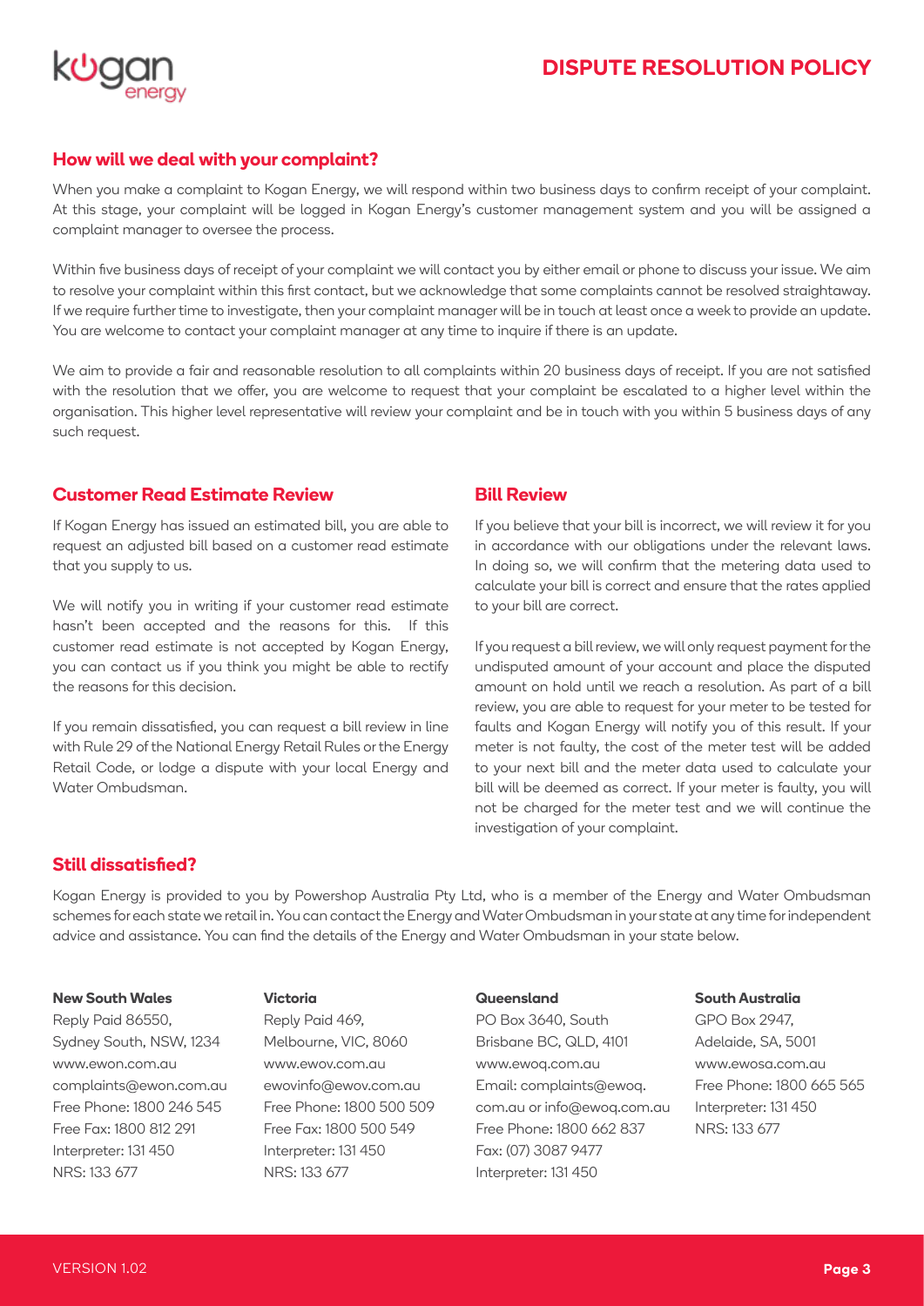## How will we deal with your complaint?

When you make a complaint to Kogan Energy, we will respond within two business days to confirm receipt of your complaint. At this stage, your complaint will be logged in Kogan Energy's customer management system and you will be assigned a complaint manager to oversee the process.

Within five business days of receipt of your complaint we will contact you by either email or phone to discuss your issue. We aim to resolve your complaint within this first contact, but we acknowledge that some complaints cannot be resolved straightaway. If we require further time to investigate, then your complaint manager will be in touch at least once a week to provide an update. You are welcome to contact your complaint manager at any time to inquire if there is an update.

We aim to provide a fair and reasonable resolution to all complaints within 20 business days of receipt. If you are not satisfied with the resolution that we offer, you are welcome to request that your complaint be escalated to a higher level within the organisation. This higher level representative will review your complaint and be in touch with you within 5 business days of any such request.

## Customer Read Estimate Review

If Kogan Energy has issued an estimated bill, you are able to request an adjusted bill based on a customer read estimate that you supply to us.

We will notify you in writing if your customer read estimate hasn't been accepted and the reasons for this. If this customer read estimate is not accepted by Kogan Energy, you can contact us if you think you might be able to rectify the reasons for this decision.

If you remain dissatisfied, you can request a bill review in line with Rule 29 of the National Energy Retail Rules or the Energy Retail Code, or lodge a dispute with your local Energy and Water Ombudsman.

## Bill Review

If you believe that your bill is incorrect, we will review it for you in accordance with our obligations under the relevant laws. In doing so, we will confirm that the metering data used to calculate your bill is correct and ensure that the rates applied to your bill are correct.

If you request a bill review, we will only request payment for the undisputed amount of your account and place the disputed amount on hold until we reach a resolution. As part of a bill review, you are able to request for your meter to be tested for faults and Kogan Energy will notify you of this result. If your meter is not faulty, the cost of the meter test will be added to your next bill and the meter data used to calculate your bill will be deemed as correct. If your meter is faulty, you will not be charged for the meter test and we will continue the investigation of your complaint.

## Still dissatisfied?

Kogan Energy is provided to you by Powershop Australia Pty Ltd, who is a member of the Energy and Water Ombudsman schemes for each state we retail in. You can contact the Energy and Water Ombudsman in your state at any time for independent advice and assistance. You can find the details of the Energy and Water Ombudsman in your state below.

**New South Wales**
Reply Paid 86550,
Sydney South, NSW, 1234
www.ewon.com.au
complaints@ewon.com.au
Free Phone: 1800 246 545
Free Fax: 1800 812 291
Interpreter: 131 450
NRS: 133 677

**Victoria**
Reply Paid 469,
Melbourne, VIC, 8060
www.ewov.com.au
ewovinfo@ewov.com.au
Free Phone: 1800 500 509
Free Fax: 1800 500 549
Interpreter: 131 450
NRS: 133 677

**Queensland**
PO Box 3640, South
Brisbane BC, QLD, 4101
www.ewoq.com.au
Email: complaints@ewoq.com.au or info@ewoq.com.au
Free Phone: 1800 662 837
Fax: (07) 3087 9477
Interpreter: 131 450

**South Australia**
GPO Box 2947,
Adelaide, SA, 5001
www.ewosa.com.au
Free Phone: 1800 665 565
Interpreter: 131 450
NRS: 133 677

VERSION 1.02